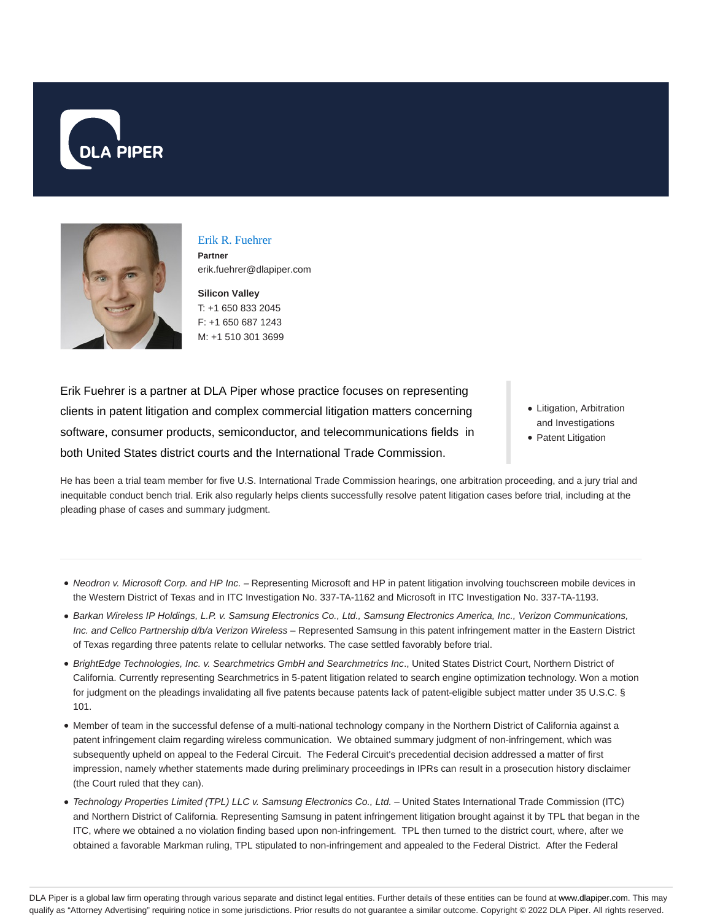DLA PIPER

## Erik R. Fuehrer

**Partner**
erik.fuehrer@dlapiper.com

**Silicon Valley**
T: +1 650 833 2045
F: +1 650 687 1243
M: +1 510 301 3699

Erik Fuehrer is a partner at DLA Piper whose practice focuses on representing clients in patent litigation and complex commercial litigation matters concerning software, consumer products, semiconductor, and telecommunications fields in both United States district courts and the International Trade Commission.

- Litigation, Arbitration and Investigations
- Patent Litigation

He has been a trial team member for five U.S. International Trade Commission hearings, one arbitration proceeding, and a jury trial and inequitable conduct bench trial. Erik also regularly helps clients successfully resolve patent litigation cases before trial, including at the pleading phase of cases and summary judgment.

---

- *Neodron v. Microsoft Corp. and HP Inc.* – Representing Microsoft and HP in patent litigation involving touchscreen mobile devices in the Western District of Texas and in ITC Investigation No. 337-TA-1162 and Microsoft in ITC Investigation No. 337-TA-1193.
- *Barkan Wireless IP Holdings, L.P. v. Samsung Electronics Co., Ltd., Samsung Electronics America, Inc., Verizon Communications, Inc. and Cellco Partnership d/b/a Verizon Wireless* – Represented Samsung in this patent infringement matter in the Eastern District of Texas regarding three patents relate to cellular networks. The case settled favorably before trial.
- *BrightEdge Technologies, Inc. v. Searchmetrics GmbH and Searchmetrics Inc*., United States District Court, Northern District of California. Currently representing Searchmetrics in 5-patent litigation related to search engine optimization technology. Won a motion for judgment on the pleadings invalidating all five patents because patents lack of patent-eligible subject matter under 35 U.S.C. § 101.
- Member of team in the successful defense of a multi-national technology company in the Northern District of California against a patent infringement claim regarding wireless communication. We obtained summary judgment of non-infringement, which was subsequently upheld on appeal to the Federal Circuit. The Federal Circuit's precedential decision addressed a matter of first impression, namely whether statements made during preliminary proceedings in IPRs can result in a prosecution history disclaimer (the Court ruled that they can).
- *Technology Properties Limited (TPL) LLC v. Samsung Electronics Co., Ltd.* – United States International Trade Commission (ITC) and Northern District of California. Representing Samsung in patent infringement litigation brought against it by TPL that began in the ITC, where we obtained a no violation finding based upon non-infringement. TPL then turned to the district court, where, after we obtained a favorable Markman ruling, TPL stipulated to non-infringement and appealed to the Federal District. After the Federal

DLA Piper is a global law firm operating through various separate and distinct legal entities. Further details of these entities can be found at www.dlapiper.com. This may qualify as "Attorney Advertising" requiring notice in some jurisdictions. Prior results do not guarantee a similar outcome. Copyright © 2022 DLA Piper. All rights reserved.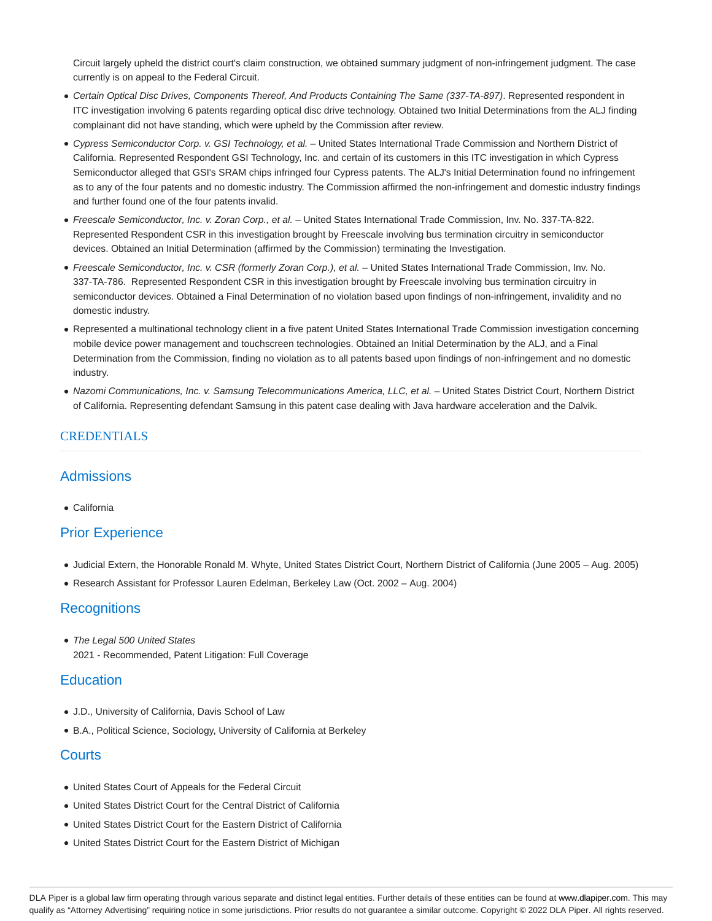Circuit largely upheld the district court's claim construction, we obtained summary judgment of non-infringement judgment. The case currently is on appeal to the Federal Circuit.

- *Certain Optical Disc Drives, Components Thereof, And Products Containing The Same (337-TA-897)*. Represented respondent in ITC investigation involving 6 patents regarding optical disc drive technology. Obtained two Initial Determinations from the ALJ finding complainant did not have standing, which were upheld by the Commission after review.
- *Cypress Semiconductor Corp. v. GSI Technology, et al.* – United States International Trade Commission and Northern District of California. Represented Respondent GSI Technology, Inc. and certain of its customers in this ITC investigation in which Cypress Semiconductor alleged that GSI's SRAM chips infringed four Cypress patents. The ALJ's Initial Determination found no infringement as to any of the four patents and no domestic industry. The Commission affirmed the non-infringement and domestic industry findings and further found one of the four patents invalid.
- *Freescale Semiconductor, Inc. v. Zoran Corp., et al.* – United States International Trade Commission, Inv. No. 337-TA-822. Represented Respondent CSR in this investigation brought by Freescale involving bus termination circuitry in semiconductor devices. Obtained an Initial Determination (affirmed by the Commission) terminating the Investigation.
- *Freescale Semiconductor, Inc. v. CSR (formerly Zoran Corp.), et al.* – United States International Trade Commission, Inv. No. 337-TA-786. Represented Respondent CSR in this investigation brought by Freescale involving bus termination circuitry in semiconductor devices. Obtained a Final Determination of no violation based upon findings of non-infringement, invalidity and no domestic industry.
- Represented a multinational technology client in a five patent United States International Trade Commission investigation concerning mobile device power management and touchscreen technologies. Obtained an Initial Determination by the ALJ, and a Final Determination from the Commission, finding no violation as to all patents based upon findings of non-infringement and no domestic industry.
- *Nazomi Communications, Inc. v. Samsung Telecommunications America, LLC, et al.* – United States District Court, Northern District of California. Representing defendant Samsung in this patent case dealing with Java hardware acceleration and the Dalvik.

## CREDENTIALS

### Admissions

- California

### Prior Experience

- Judicial Extern, the Honorable Ronald M. Whyte, United States District Court, Northern District of California (June 2005 – Aug. 2005)
- Research Assistant for Professor Lauren Edelman, Berkeley Law (Oct. 2002 – Aug. 2004)

### Recognitions

- *The Legal 500 United States*
  2021 - Recommended, Patent Litigation: Full Coverage

### Education

- J.D., University of California, Davis School of Law
- B.A., Political Science, Sociology, University of California at Berkeley

### Courts

- United States Court of Appeals for the Federal Circuit
- United States District Court for the Central District of California
- United States District Court for the Eastern District of California
- United States District Court for the Eastern District of Michigan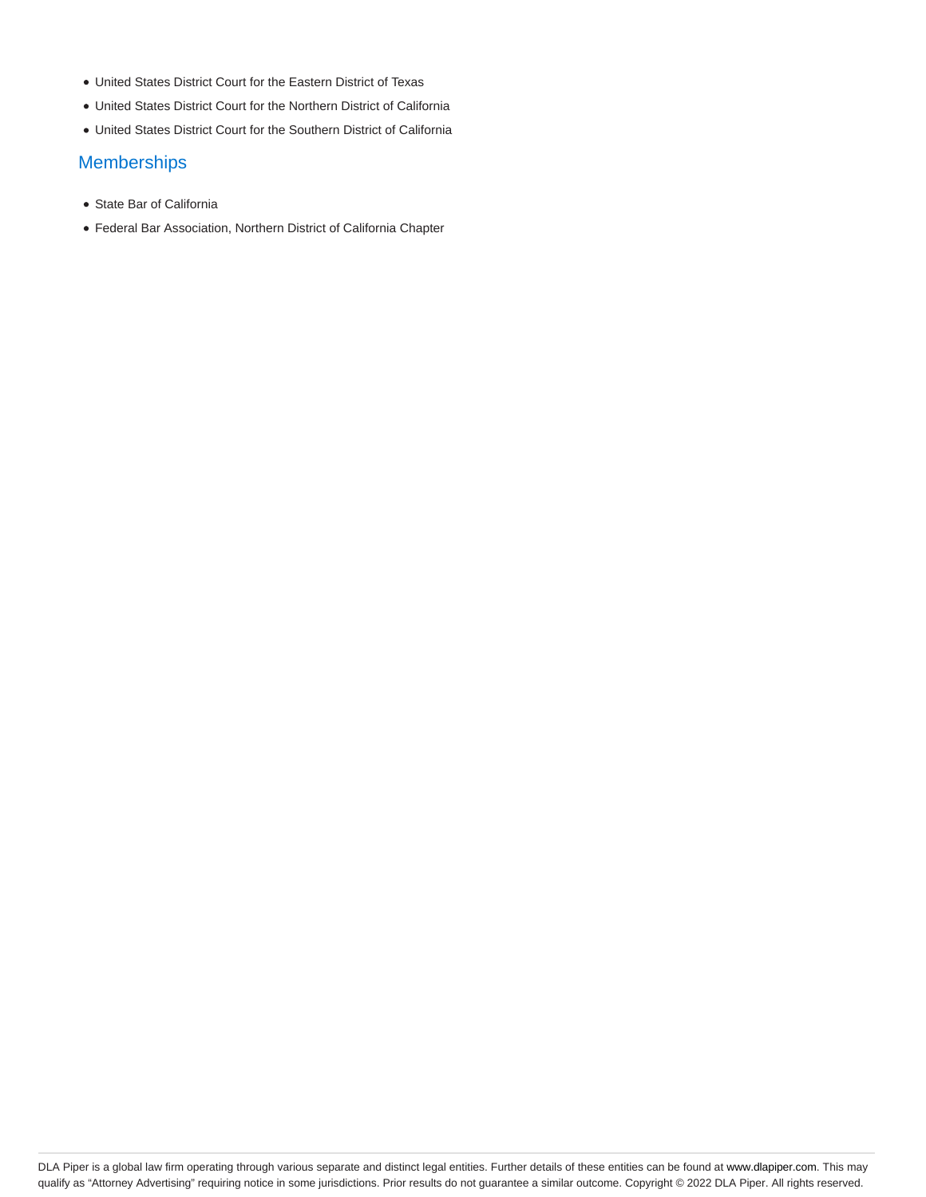- United States District Court for the Eastern District of Texas
- United States District Court for the Northern District of California
- United States District Court for the Southern District of California

## Memberships

- State Bar of California
- Federal Bar Association, Northern District of California Chapter

DLA Piper is a global law firm operating through various separate and distinct legal entities. Further details of these entities can be found at www.dlapiper.com. This may qualify as "Attorney Advertising" requiring notice in some jurisdictions. Prior results do not guarantee a similar outcome. Copyright © 2022 DLA Piper. All rights reserved.